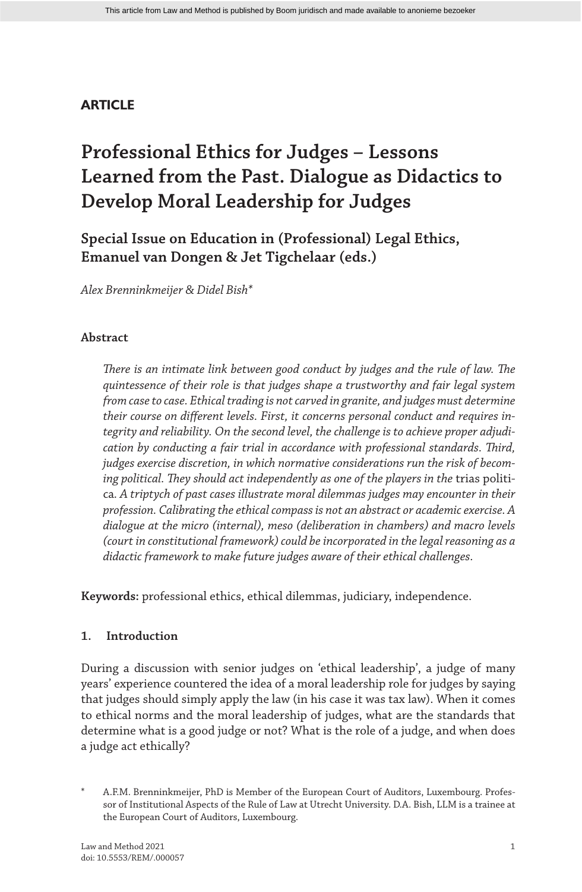**ARTICLE**

# Professional Ethics for Judges – Lessons Learned from the Past. Dialogue as Didactics to Develop Moral Leadership for Judges

## Special Issue on Education in (Professional) Legal Ethics, Emanuel van Dongen & Jet Tigchelaar (eds.)

*Alex Brenninkmeijer & Didel Bish**

### Abstract

*There is an intimate link between good conduct by judges and the rule of law. The quintessence of their role is that judges shape a trustworthy and fair legal system from case to case. Ethical trading is not carved in granite, and judges must determine their course on different levels. First, it concerns personal conduct and requires integrity and reliability. On the second level, the challenge is to achieve proper adjudication by conducting a fair trial in accordance with professional standards. Third, judges exercise discretion, in which normative considerations run the risk of becoming political. They should act independently as one of the players in the* trias politica. *A triptych of past cases illustrate moral dilemmas judges may encounter in their profession. Calibrating the ethical compass is not an abstract or academic exercise. A dialogue at the micro (internal), meso (deliberation in chambers) and macro levels (court in constitutional framework) could be incorporated in the legal reasoning as a didactic framework to make future judges aware of their ethical challenges.*

**Keywords:** professional ethics, ethical dilemmas, judiciary, independence.

### 1. Introduction

During a discussion with senior judges on 'ethical leadership', a judge of many years' experience countered the idea of a moral leadership role for judges by saying that judges should simply apply the law (in his case it was tax law). When it comes to ethical norms and the moral leadership of judges, what are the standards that determine what is a good judge or not? What is the role of a judge, and when does a judge act ethically?

\* A.F.M. Brenninkmeijer, PhD is Member of the European Court of Auditors, Luxembourg. Professor of Institutional Aspects of the Rule of Law at Utrecht University. D.A. Bish, LLM is a trainee at the European Court of Auditors, Luxembourg.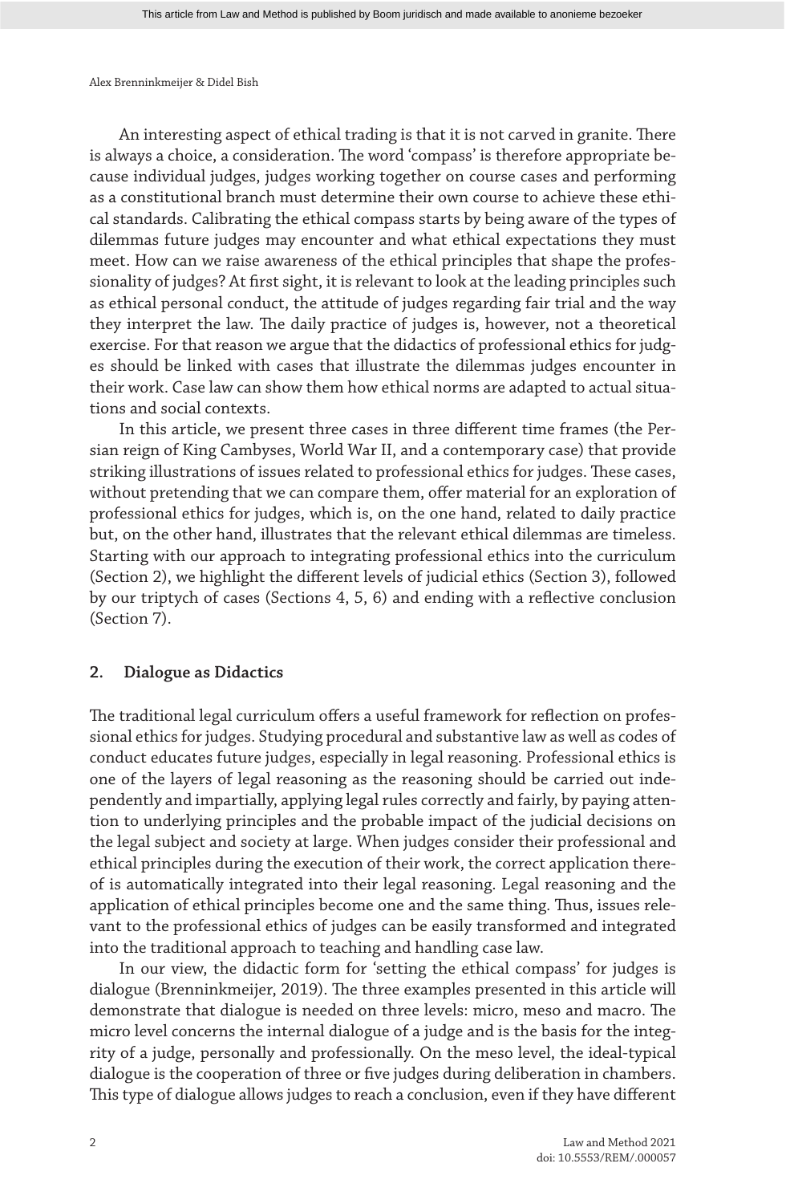An interesting aspect of ethical trading is that it is not carved in granite. There is always a choice, a consideration. The word 'compass' is therefore appropriate because individual judges, judges working together on course cases and performing as a constitutional branch must determine their own course to achieve these ethical standards. Calibrating the ethical compass starts by being aware of the types of dilemmas future judges may encounter and what ethical expectations they must meet. How can we raise awareness of the ethical principles that shape the professionality of judges? At first sight, it is relevant to look at the leading principles such as ethical personal conduct, the attitude of judges regarding fair trial and the way they interpret the law. The daily practice of judges is, however, not a theoretical exercise. For that reason we argue that the didactics of professional ethics for judges should be linked with cases that illustrate the dilemmas judges encounter in their work. Case law can show them how ethical norms are adapted to actual situations and social contexts.

In this article, we present three cases in three different time frames (the Persian reign of King Cambyses, World War II, and a contemporary case) that provide striking illustrations of issues related to professional ethics for judges. These cases, without pretending that we can compare them, offer material for an exploration of professional ethics for judges, which is, on the one hand, related to daily practice but, on the other hand, illustrates that the relevant ethical dilemmas are timeless. Starting with our approach to integrating professional ethics into the curriculum (Section 2), we highlight the different levels of judicial ethics (Section 3), followed by our triptych of cases (Sections 4, 5, 6) and ending with a reflective conclusion (Section 7).

## 2. Dialogue as Didactics

The traditional legal curriculum offers a useful framework for reflection on professional ethics for judges. Studying procedural and substantive law as well as codes of conduct educates future judges, especially in legal reasoning. Professional ethics is one of the layers of legal reasoning as the reasoning should be carried out independently and impartially, applying legal rules correctly and fairly, by paying attention to underlying principles and the probable impact of the judicial decisions on the legal subject and society at large. When judges consider their professional and ethical principles during the execution of their work, the correct application thereof is automatically integrated into their legal reasoning. Legal reasoning and the application of ethical principles become one and the same thing. Thus, issues relevant to the professional ethics of judges can be easily transformed and integrated into the traditional approach to teaching and handling case law.

In our view, the didactic form for 'setting the ethical compass' for judges is dialogue (Brenninkmeijer, 2019). The three examples presented in this article will demonstrate that dialogue is needed on three levels: micro, meso and macro. The micro level concerns the internal dialogue of a judge and is the basis for the integrity of a judge, personally and professionally. On the meso level, the ideal-typical dialogue is the cooperation of three or five judges during deliberation in chambers. This type of dialogue allows judges to reach a conclusion, even if they have different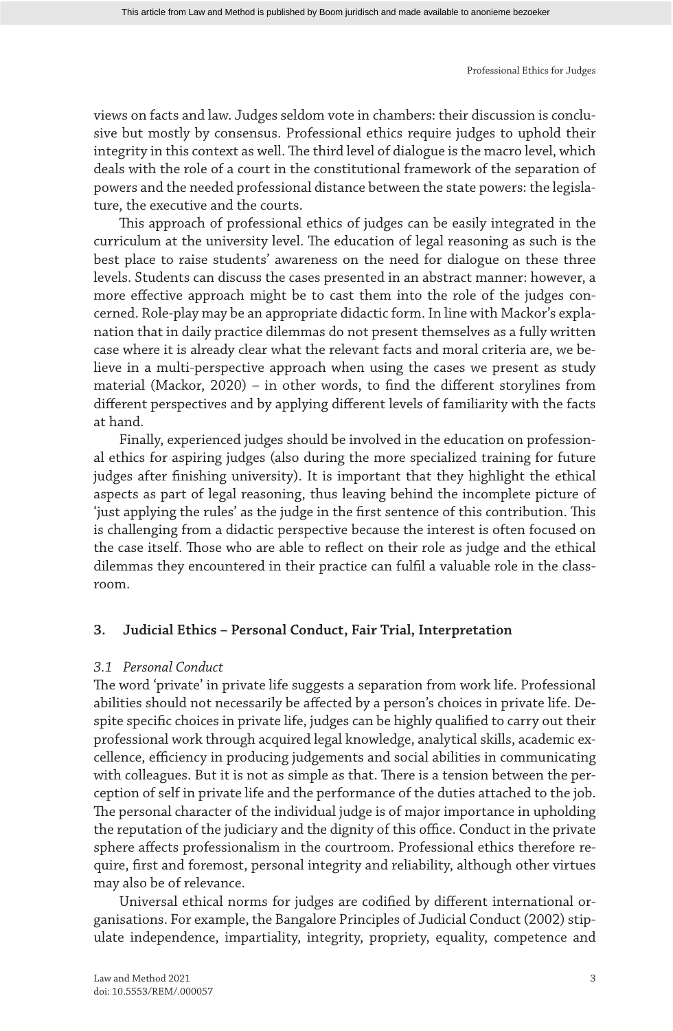views on facts and law. Judges seldom vote in chambers: their discussion is conclusive but mostly by consensus. Professional ethics require judges to uphold their integrity in this context as well. The third level of dialogue is the macro level, which deals with the role of a court in the constitutional framework of the separation of powers and the needed professional distance between the state powers: the legislature, the executive and the courts.

This approach of professional ethics of judges can be easily integrated in the curriculum at the university level. The education of legal reasoning as such is the best place to raise students' awareness on the need for dialogue on these three levels. Students can discuss the cases presented in an abstract manner: however, a more effective approach might be to cast them into the role of the judges concerned. Role-play may be an appropriate didactic form. In line with Mackor's explanation that in daily practice dilemmas do not present themselves as a fully written case where it is already clear what the relevant facts and moral criteria are, we believe in a multi-perspective approach when using the cases we present as study material (Mackor, 2020) – in other words, to find the different storylines from different perspectives and by applying different levels of familiarity with the facts at hand.

Finally, experienced judges should be involved in the education on professional ethics for aspiring judges (also during the more specialized training for future judges after finishing university). It is important that they highlight the ethical aspects as part of legal reasoning, thus leaving behind the incomplete picture of 'just applying the rules' as the judge in the first sentence of this contribution. This is challenging from a didactic perspective because the interest is often focused on the case itself. Those who are able to reflect on their role as judge and the ethical dilemmas they encountered in their practice can fulfil a valuable role in the classroom.

## 3. Judicial Ethics – Personal Conduct, Fair Trial, Interpretation

### *3.1 Personal Conduct*

The word 'private' in private life suggests a separation from work life. Professional abilities should not necessarily be affected by a person's choices in private life. Despite specific choices in private life, judges can be highly qualified to carry out their professional work through acquired legal knowledge, analytical skills, academic excellence, efficiency in producing judgements and social abilities in communicating with colleagues. But it is not as simple as that. There is a tension between the perception of self in private life and the performance of the duties attached to the job. The personal character of the individual judge is of major importance in upholding the reputation of the judiciary and the dignity of this office. Conduct in the private sphere affects professionalism in the courtroom. Professional ethics therefore require, first and foremost, personal integrity and reliability, although other virtues may also be of relevance.

Universal ethical norms for judges are codified by different international organisations. For example, the Bangalore Principles of Judicial Conduct (2002) stipulate independence, impartiality, integrity, propriety, equality, competence and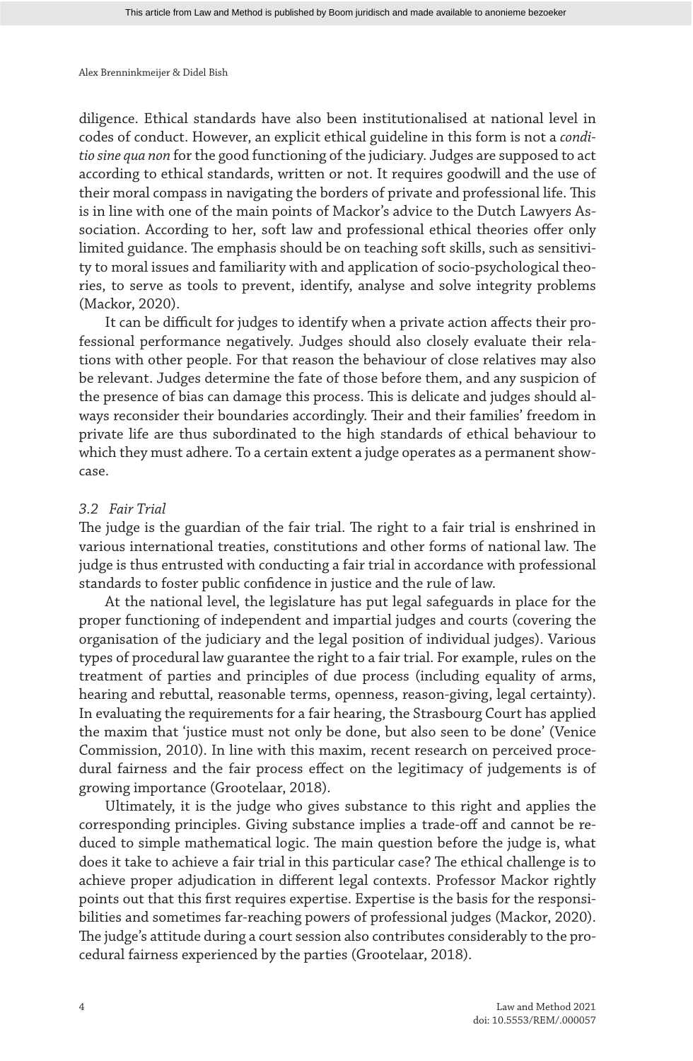diligence. Ethical standards have also been institutionalised at national level in codes of conduct. However, an explicit ethical guideline in this form is not a *conditio sine qua non* for the good functioning of the judiciary. Judges are supposed to act according to ethical standards, written or not. It requires goodwill and the use of their moral compass in navigating the borders of private and professional life. This is in line with one of the main points of Mackor's advice to the Dutch Lawyers Association. According to her, soft law and professional ethical theories offer only limited guidance. The emphasis should be on teaching soft skills, such as sensitivity to moral issues and familiarity with and application of socio-psychological theories, to serve as tools to prevent, identify, analyse and solve integrity problems (Mackor, 2020).

It can be difficult for judges to identify when a private action affects their professional performance negatively. Judges should also closely evaluate their relations with other people. For that reason the behaviour of close relatives may also be relevant. Judges determine the fate of those before them, and any suspicion of the presence of bias can damage this process. This is delicate and judges should always reconsider their boundaries accordingly. Their and their families' freedom in private life are thus subordinated to the high standards of ethical behaviour to which they must adhere. To a certain extent a judge operates as a permanent showcase.

### *3.2 Fair Trial*

The judge is the guardian of the fair trial. The right to a fair trial is enshrined in various international treaties, constitutions and other forms of national law. The judge is thus entrusted with conducting a fair trial in accordance with professional standards to foster public confidence in justice and the rule of law.

At the national level, the legislature has put legal safeguards in place for the proper functioning of independent and impartial judges and courts (covering the organisation of the judiciary and the legal position of individual judges). Various types of procedural law guarantee the right to a fair trial. For example, rules on the treatment of parties and principles of due process (including equality of arms, hearing and rebuttal, reasonable terms, openness, reason-giving, legal certainty). In evaluating the requirements for a fair hearing, the Strasbourg Court has applied the maxim that 'justice must not only be done, but also seen to be done' (Venice Commission, 2010). In line with this maxim, recent research on perceived procedural fairness and the fair process effect on the legitimacy of judgements is of growing importance (Grootelaar, 2018).

Ultimately, it is the judge who gives substance to this right and applies the corresponding principles. Giving substance implies a trade-off and cannot be reduced to simple mathematical logic. The main question before the judge is, what does it take to achieve a fair trial in this particular case? The ethical challenge is to achieve proper adjudication in different legal contexts. Professor Mackor rightly points out that this first requires expertise. Expertise is the basis for the responsibilities and sometimes far-reaching powers of professional judges (Mackor, 2020). The judge's attitude during a court session also contributes considerably to the procedural fairness experienced by the parties (Grootelaar, 2018).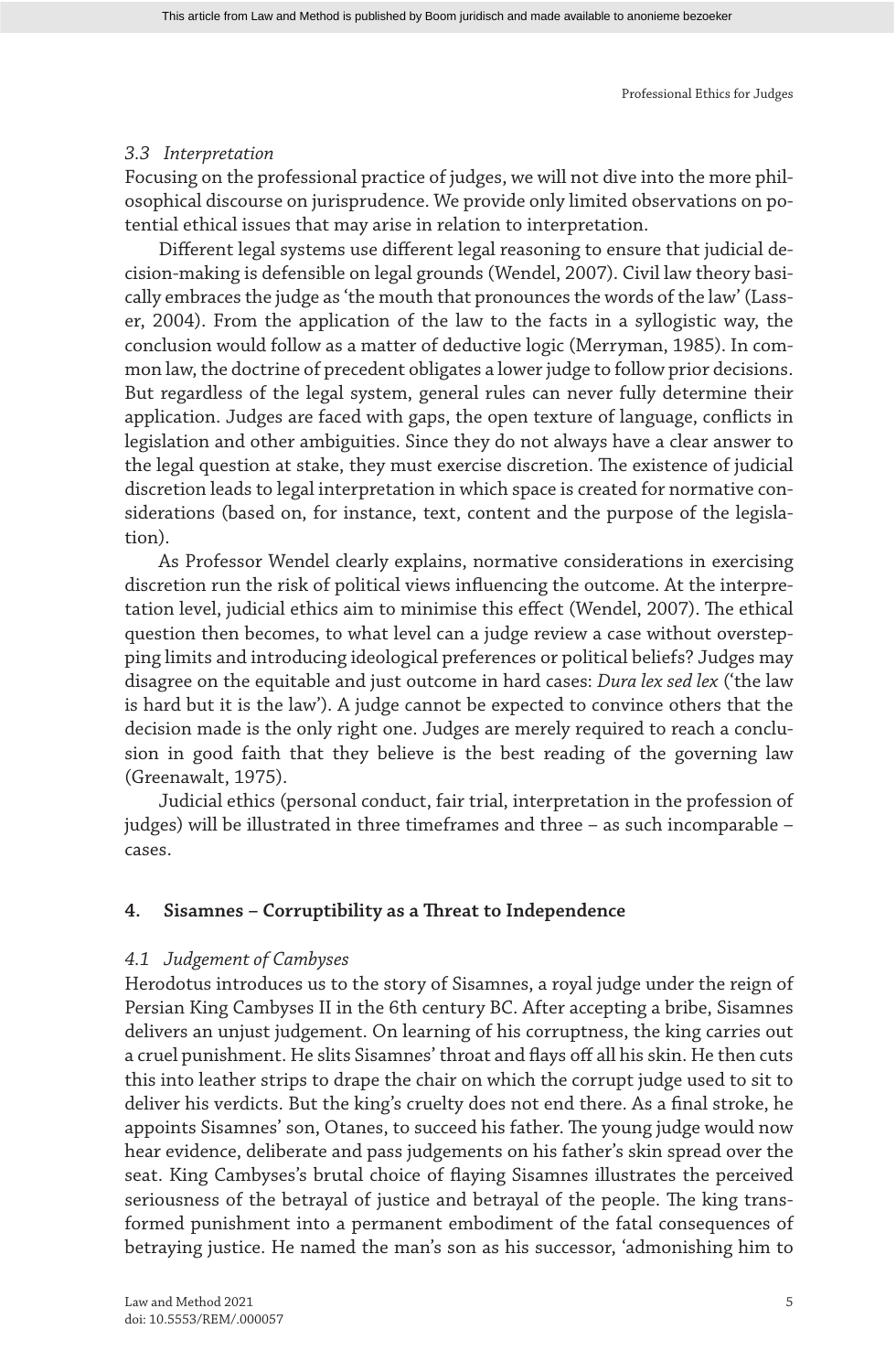### 3.3 Interpretation

Focusing on the professional practice of judges, we will not dive into the more philosophical discourse on jurisprudence. We provide only limited observations on potential ethical issues that may arise in relation to interpretation.

Different legal systems use different legal reasoning to ensure that judicial decision-making is defensible on legal grounds (Wendel, 2007). Civil law theory basically embraces the judge as 'the mouth that pronounces the words of the law' (Lasser, 2004). From the application of the law to the facts in a syllogistic way, the conclusion would follow as a matter of deductive logic (Merryman, 1985). In common law, the doctrine of precedent obligates a lower judge to follow prior decisions. But regardless of the legal system, general rules can never fully determine their application. Judges are faced with gaps, the open texture of language, conflicts in legislation and other ambiguities. Since they do not always have a clear answer to the legal question at stake, they must exercise discretion. The existence of judicial discretion leads to legal interpretation in which space is created for normative considerations (based on, for instance, text, content and the purpose of the legislation).

As Professor Wendel clearly explains, normative considerations in exercising discretion run the risk of political views influencing the outcome. At the interpretation level, judicial ethics aim to minimise this effect (Wendel, 2007). The ethical question then becomes, to what level can a judge review a case without overstepping limits and introducing ideological preferences or political beliefs? Judges may disagree on the equitable and just outcome in hard cases: *Dura lex sed lex* ('the law is hard but it is the law'). A judge cannot be expected to convince others that the decision made is the only right one. Judges are merely required to reach a conclusion in good faith that they believe is the best reading of the governing law (Greenawalt, 1975).

Judicial ethics (personal conduct, fair trial, interpretation in the profession of judges) will be illustrated in three timeframes and three – as such incomparable – cases.

## 4. Sisamnes – Corruptibility as a Threat to Independence

### 4.1 Judgement of Cambyses

Herodotus introduces us to the story of Sisamnes, a royal judge under the reign of Persian King Cambyses II in the 6th century BC. After accepting a bribe, Sisamnes delivers an unjust judgement. On learning of his corruptness, the king carries out a cruel punishment. He slits Sisamnes' throat and flays off all his skin. He then cuts this into leather strips to drape the chair on which the corrupt judge used to sit to deliver his verdicts. But the king's cruelty does not end there. As a final stroke, he appoints Sisamnes' son, Otanes, to succeed his father. The young judge would now hear evidence, deliberate and pass judgements on his father's skin spread over the seat. King Cambyses's brutal choice of flaying Sisamnes illustrates the perceived seriousness of the betrayal of justice and betrayal of the people. The king transformed punishment into a permanent embodiment of the fatal consequences of betraying justice. He named the man's son as his successor, 'admonishing him to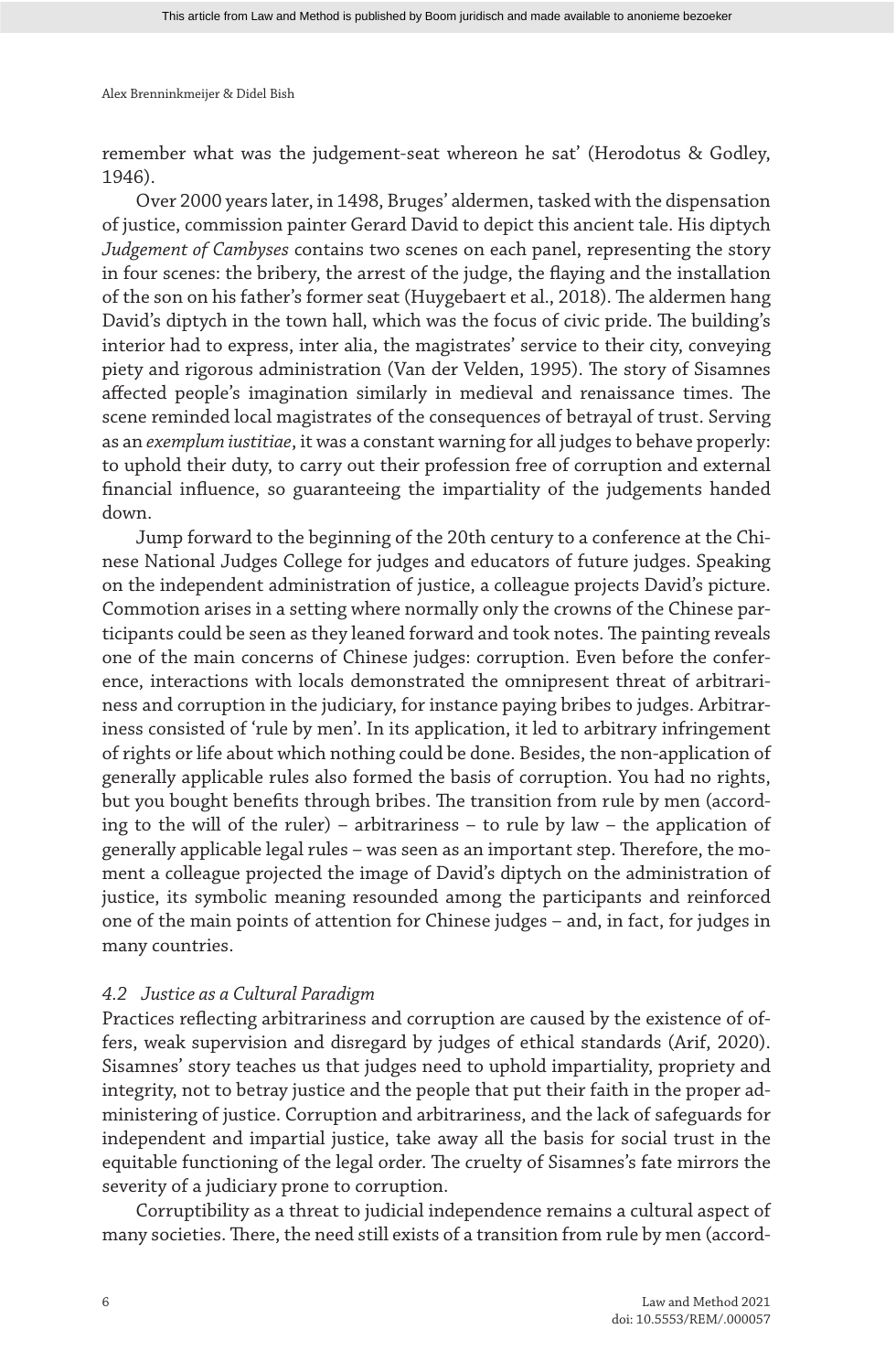remember what was the judgement-seat whereon he sat' (Herodotus & Godley, 1946).

Over 2000 years later, in 1498, Bruges' aldermen, tasked with the dispensation of justice, commission painter Gerard David to depict this ancient tale. His diptych *Judgement of Cambyses* contains two scenes on each panel, representing the story in four scenes: the bribery, the arrest of the judge, the flaying and the installation of the son on his father's former seat (Huygebaert et al., 2018). The aldermen hang David's diptych in the town hall, which was the focus of civic pride. The building's interior had to express, inter alia, the magistrates' service to their city, conveying piety and rigorous administration (Van der Velden, 1995). The story of Sisamnes affected people's imagination similarly in medieval and renaissance times. The scene reminded local magistrates of the consequences of betrayal of trust. Serving as an *exemplum iustitiae*, it was a constant warning for all judges to behave properly: to uphold their duty, to carry out their profession free of corruption and external financial influence, so guaranteeing the impartiality of the judgements handed down.

Jump forward to the beginning of the 20th century to a conference at the Chinese National Judges College for judges and educators of future judges. Speaking on the independent administration of justice, a colleague projects David's picture. Commotion arises in a setting where normally only the crowns of the Chinese participants could be seen as they leaned forward and took notes. The painting reveals one of the main concerns of Chinese judges: corruption. Even before the conference, interactions with locals demonstrated the omnipresent threat of arbitrariness and corruption in the judiciary, for instance paying bribes to judges. Arbitrariness consisted of 'rule by men'. In its application, it led to arbitrary infringement of rights or life about which nothing could be done. Besides, the non-application of generally applicable rules also formed the basis of corruption. You had no rights, but you bought benefits through bribes. The transition from rule by men (according to the will of the ruler) – arbitrariness – to rule by law – the application of generally applicable legal rules – was seen as an important step. Therefore, the moment a colleague projected the image of David's diptych on the administration of justice, its symbolic meaning resounded among the participants and reinforced one of the main points of attention for Chinese judges – and, in fact, for judges in many countries.

### *4.2 Justice as a Cultural Paradigm*

Practices reflecting arbitrariness and corruption are caused by the existence of offers, weak supervision and disregard by judges of ethical standards (Arif, 2020). Sisamnes' story teaches us that judges need to uphold impartiality, propriety and integrity, not to betray justice and the people that put their faith in the proper administering of justice. Corruption and arbitrariness, and the lack of safeguards for independent and impartial justice, take away all the basis for social trust in the equitable functioning of the legal order. The cruelty of Sisamnes's fate mirrors the severity of a judiciary prone to corruption.

Corruptibility as a threat to judicial independence remains a cultural aspect of many societies. There, the need still exists of a transition from rule by men (accord-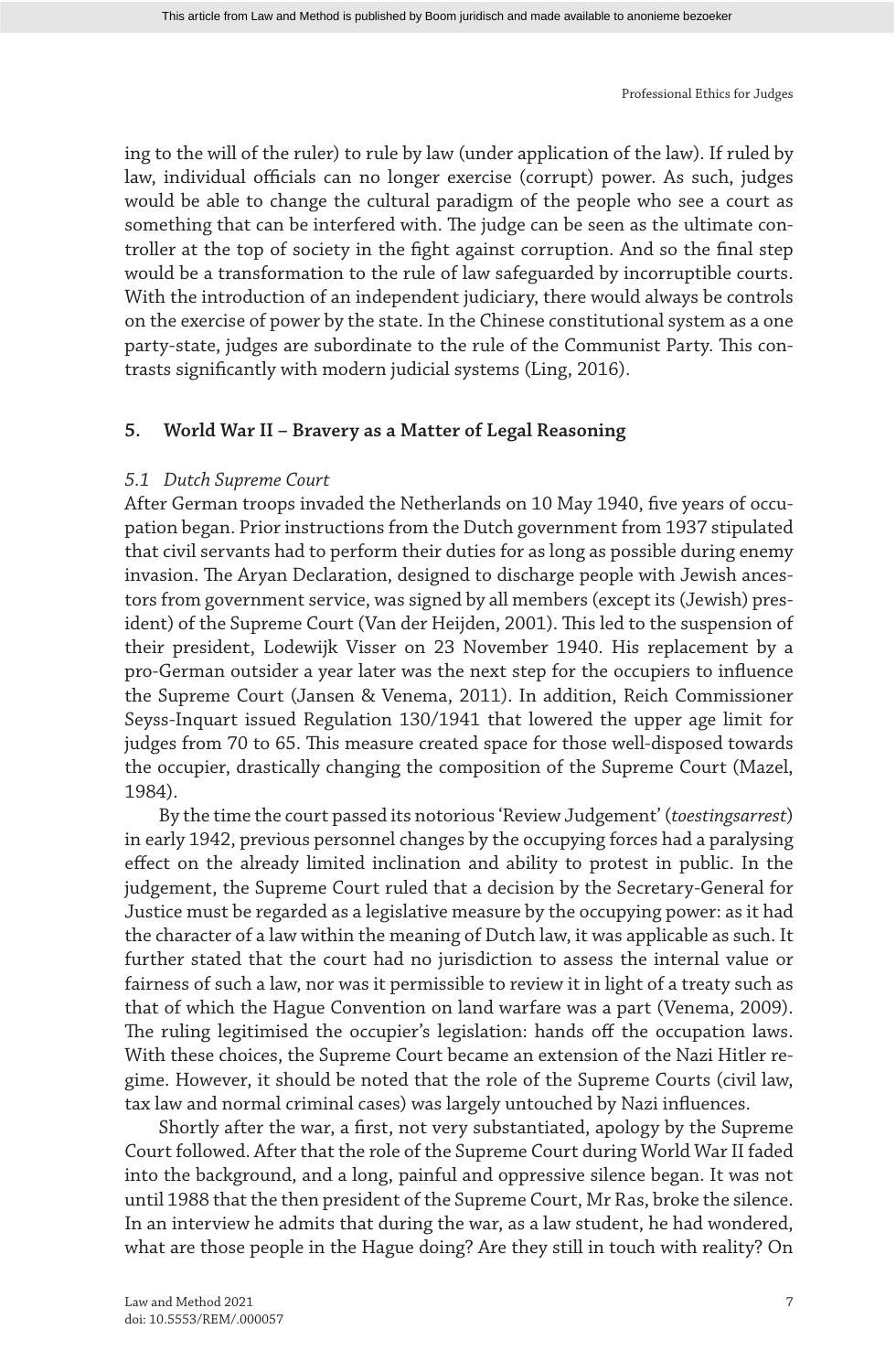ing to the will of the ruler) to rule by law (under application of the law). If ruled by law, individual officials can no longer exercise (corrupt) power. As such, judges would be able to change the cultural paradigm of the people who see a court as something that can be interfered with. The judge can be seen as the ultimate controller at the top of society in the fight against corruption. And so the final step would be a transformation to the rule of law safeguarded by incorruptible courts. With the introduction of an independent judiciary, there would always be controls on the exercise of power by the state. In the Chinese constitutional system as a one party-state, judges are subordinate to the rule of the Communist Party. This contrasts significantly with modern judicial systems (Ling, 2016).

## 5. World War II – Bravery as a Matter of Legal Reasoning

### *5.1 Dutch Supreme Court*

After German troops invaded the Netherlands on 10 May 1940, five years of occupation began. Prior instructions from the Dutch government from 1937 stipulated that civil servants had to perform their duties for as long as possible during enemy invasion. The Aryan Declaration, designed to discharge people with Jewish ancestors from government service, was signed by all members (except its (Jewish) president) of the Supreme Court (Van der Heijden, 2001). This led to the suspension of their president, Lodewijk Visser on 23 November 1940. His replacement by a pro-German outsider a year later was the next step for the occupiers to influence the Supreme Court (Jansen & Venema, 2011). In addition, Reich Commissioner Seyss-Inquart issued Regulation 130/1941 that lowered the upper age limit for judges from 70 to 65. This measure created space for those well-disposed towards the occupier, drastically changing the composition of the Supreme Court (Mazel, 1984).

By the time the court passed its notorious 'Review Judgement' (*toestingsarrest*) in early 1942, previous personnel changes by the occupying forces had a paralysing effect on the already limited inclination and ability to protest in public. In the judgement, the Supreme Court ruled that a decision by the Secretary-General for Justice must be regarded as a legislative measure by the occupying power: as it had the character of a law within the meaning of Dutch law, it was applicable as such. It further stated that the court had no jurisdiction to assess the internal value or fairness of such a law, nor was it permissible to review it in light of a treaty such as that of which the Hague Convention on land warfare was a part (Venema, 2009). The ruling legitimised the occupier's legislation: hands off the occupation laws. With these choices, the Supreme Court became an extension of the Nazi Hitler regime. However, it should be noted that the role of the Supreme Courts (civil law, tax law and normal criminal cases) was largely untouched by Nazi influences.

Shortly after the war, a first, not very substantiated, apology by the Supreme Court followed. After that the role of the Supreme Court during World War II faded into the background, and a long, painful and oppressive silence began. It was not until 1988 that the then president of the Supreme Court, Mr Ras, broke the silence. In an interview he admits that during the war, as a law student, he had wondered, what are those people in the Hague doing? Are they still in touch with reality? On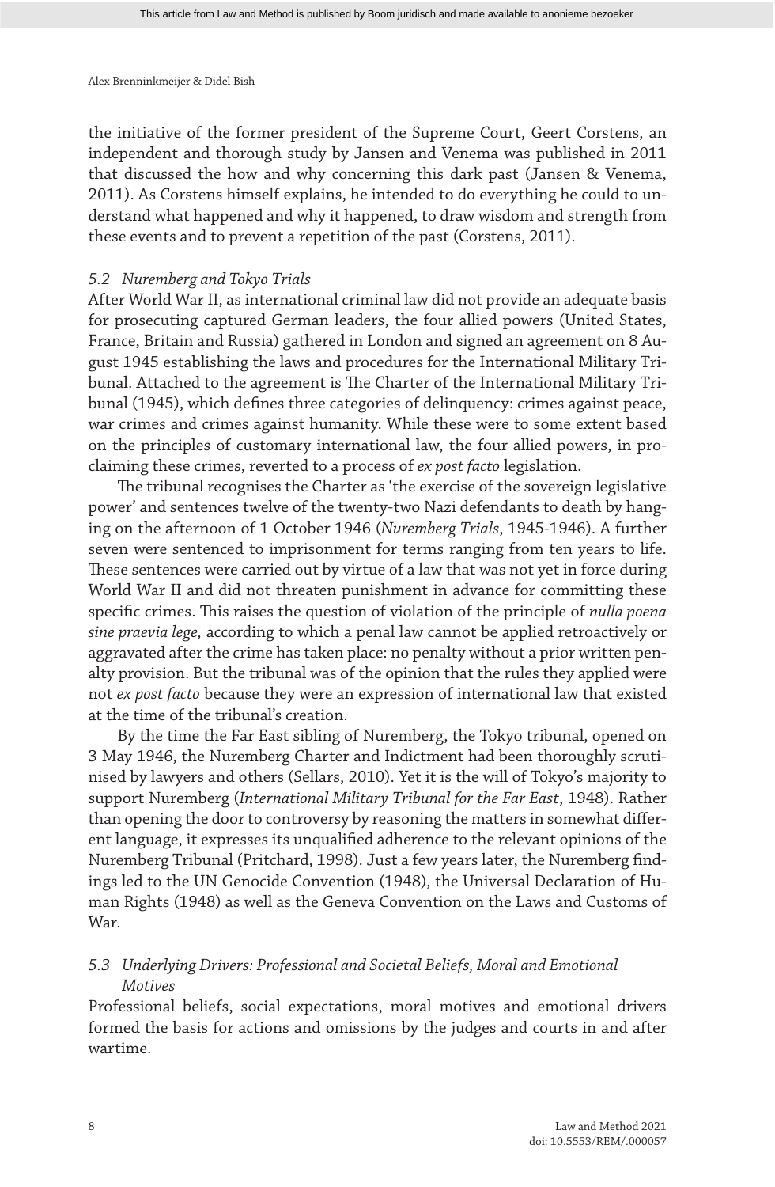the initiative of the former president of the Supreme Court, Geert Corstens, an independent and thorough study by Jansen and Venema was published in 2011 that discussed the how and why concerning this dark past (Jansen & Venema, 2011). As Corstens himself explains, he intended to do everything he could to understand what happened and why it happened, to draw wisdom and strength from these events and to prevent a repetition of the past (Corstens, 2011).

### *5.2 Nuremberg and Tokyo Trials*

After World War II, as international criminal law did not provide an adequate basis for prosecuting captured German leaders, the four allied powers (United States, France, Britain and Russia) gathered in London and signed an agreement on 8 August 1945 establishing the laws and procedures for the International Military Tribunal. Attached to the agreement is The Charter of the International Military Tribunal (1945), which defines three categories of delinquency: crimes against peace, war crimes and crimes against humanity. While these were to some extent based on the principles of customary international law, the four allied powers, in proclaiming these crimes, reverted to a process of *ex post facto* legislation.

The tribunal recognises the Charter as 'the exercise of the sovereign legislative power' and sentences twelve of the twenty-two Nazi defendants to death by hanging on the afternoon of 1 October 1946 (*Nuremberg Trials*, 1945-1946). A further seven were sentenced to imprisonment for terms ranging from ten years to life. These sentences were carried out by virtue of a law that was not yet in force during World War II and did not threaten punishment in advance for committing these specific crimes. This raises the question of violation of the principle of *nulla poena sine praevia lege,* according to which a penal law cannot be applied retroactively or aggravated after the crime has taken place: no penalty without a prior written penalty provision. But the tribunal was of the opinion that the rules they applied were not *ex post facto* because they were an expression of international law that existed at the time of the tribunal's creation.

By the time the Far East sibling of Nuremberg, the Tokyo tribunal, opened on 3 May 1946, the Nuremberg Charter and Indictment had been thoroughly scrutinised by lawyers and others (Sellars, 2010). Yet it is the will of Tokyo's majority to support Nuremberg (*International Military Tribunal for the Far East*, 1948). Rather than opening the door to controversy by reasoning the matters in somewhat different language, it expresses its unqualified adherence to the relevant opinions of the Nuremberg Tribunal (Pritchard, 1998). Just a few years later, the Nuremberg findings led to the UN Genocide Convention (1948), the Universal Declaration of Human Rights (1948) as well as the Geneva Convention on the Laws and Customs of War.

### *5.3 Underlying Drivers: Professional and Societal Beliefs, Moral and Emotional Motives*

Professional beliefs, social expectations, moral motives and emotional drivers formed the basis for actions and omissions by the judges and courts in and after wartime.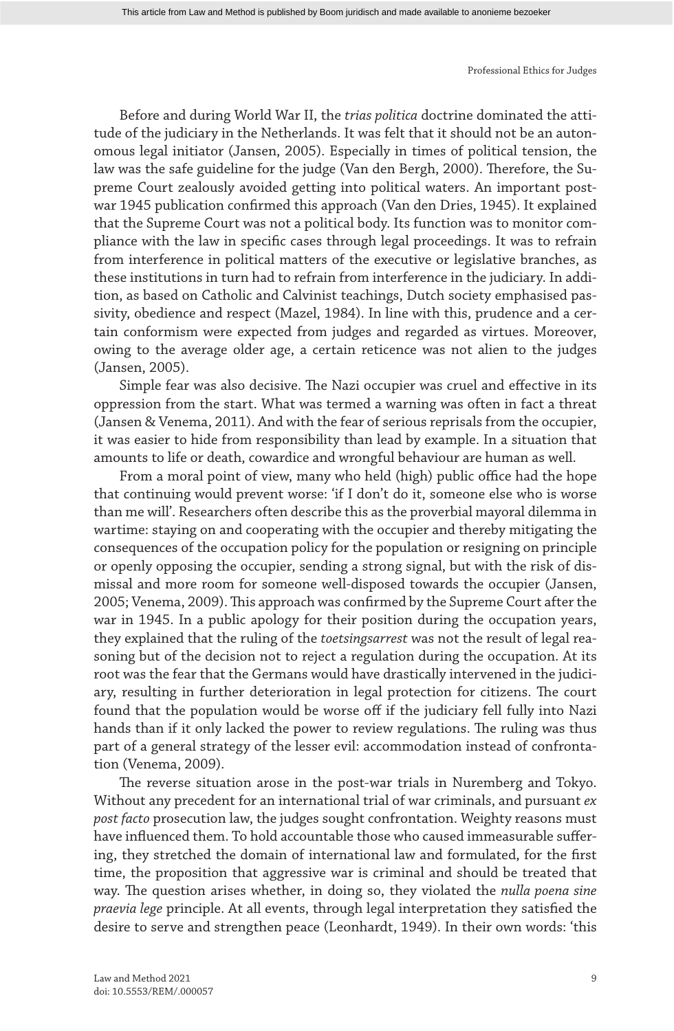Before and during World War II, the *trias politica* doctrine dominated the attitude of the judiciary in the Netherlands. It was felt that it should not be an autonomous legal initiator (Jansen, 2005). Especially in times of political tension, the law was the safe guideline for the judge (Van den Bergh, 2000). Therefore, the Supreme Court zealously avoided getting into political waters. An important postwar 1945 publication confirmed this approach (Van den Dries, 1945). It explained that the Supreme Court was not a political body. Its function was to monitor compliance with the law in specific cases through legal proceedings. It was to refrain from interference in political matters of the executive or legislative branches, as these institutions in turn had to refrain from interference in the judiciary. In addition, as based on Catholic and Calvinist teachings, Dutch society emphasised passivity, obedience and respect (Mazel, 1984). In line with this, prudence and a certain conformism were expected from judges and regarded as virtues. Moreover, owing to the average older age, a certain reticence was not alien to the judges (Jansen, 2005).

Simple fear was also decisive. The Nazi occupier was cruel and effective in its oppression from the start. What was termed a warning was often in fact a threat (Jansen & Venema, 2011). And with the fear of serious reprisals from the occupier, it was easier to hide from responsibility than lead by example. In a situation that amounts to life or death, cowardice and wrongful behaviour are human as well.

From a moral point of view, many who held (high) public office had the hope that continuing would prevent worse: 'if I don't do it, someone else who is worse than me will'. Researchers often describe this as the proverbial mayoral dilemma in wartime: staying on and cooperating with the occupier and thereby mitigating the consequences of the occupation policy for the population or resigning on principle or openly opposing the occupier, sending a strong signal, but with the risk of dismissal and more room for someone well-disposed towards the occupier (Jansen, 2005; Venema, 2009). This approach was confirmed by the Supreme Court after the war in 1945. In a public apology for their position during the occupation years, they explained that the ruling of the *toetsingsarrest* was not the result of legal reasoning but of the decision not to reject a regulation during the occupation. At its root was the fear that the Germans would have drastically intervened in the judiciary, resulting in further deterioration in legal protection for citizens. The court found that the population would be worse off if the judiciary fell fully into Nazi hands than if it only lacked the power to review regulations. The ruling was thus part of a general strategy of the lesser evil: accommodation instead of confrontation (Venema, 2009).

The reverse situation arose in the post-war trials in Nuremberg and Tokyo. Without any precedent for an international trial of war criminals, and pursuant *ex post facto* prosecution law, the judges sought confrontation. Weighty reasons must have influenced them. To hold accountable those who caused immeasurable suffering, they stretched the domain of international law and formulated, for the first time, the proposition that aggressive war is criminal and should be treated that way. The question arises whether, in doing so, they violated the *nulla poena sine praevia lege* principle. At all events, through legal interpretation they satisfied the desire to serve and strengthen peace (Leonhardt, 1949). In their own words: 'this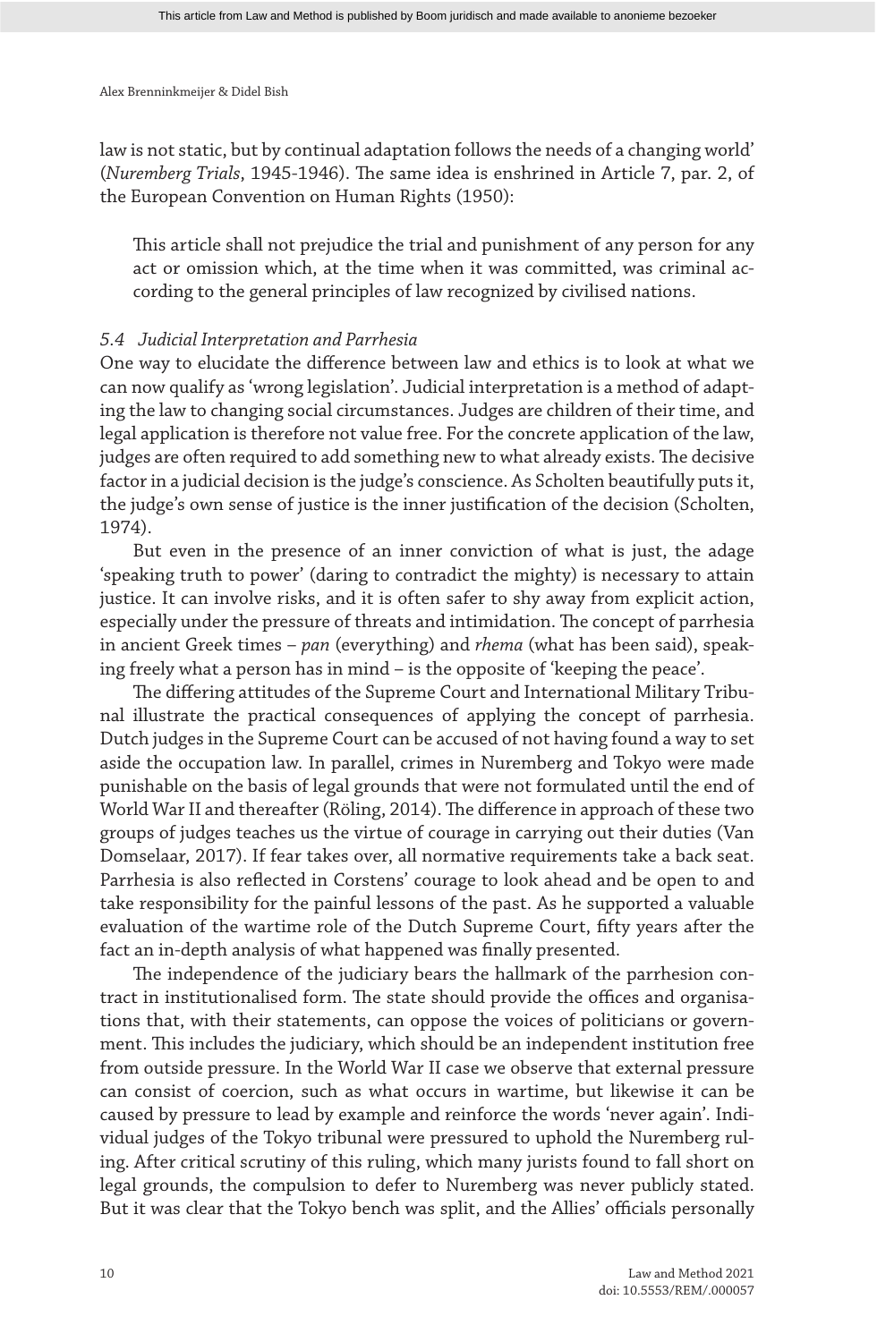law is not static, but by continual adaptation follows the needs of a changing world' (*Nuremberg Trials*, 1945-1946). The same idea is enshrined in Article 7, par. 2, of the European Convention on Human Rights (1950):

> This article shall not prejudice the trial and punishment of any person for any act or omission which, at the time when it was committed, was criminal according to the general principles of law recognized by civilised nations.

### *5.4 Judicial Interpretation and Parrhesia*

One way to elucidate the difference between law and ethics is to look at what we can now qualify as 'wrong legislation'. Judicial interpretation is a method of adapting the law to changing social circumstances. Judges are children of their time, and legal application is therefore not value free. For the concrete application of the law, judges are often required to add something new to what already exists. The decisive factor in a judicial decision is the judge's conscience. As Scholten beautifully puts it, the judge's own sense of justice is the inner justification of the decision (Scholten, 1974).

But even in the presence of an inner conviction of what is just, the adage 'speaking truth to power' (daring to contradict the mighty) is necessary to attain justice. It can involve risks, and it is often safer to shy away from explicit action, especially under the pressure of threats and intimidation. The concept of parrhesia in ancient Greek times – *pan* (everything) and *rhema* (what has been said), speaking freely what a person has in mind – is the opposite of 'keeping the peace'.

The differing attitudes of the Supreme Court and International Military Tribunal illustrate the practical consequences of applying the concept of parrhesia. Dutch judges in the Supreme Court can be accused of not having found a way to set aside the occupation law. In parallel, crimes in Nuremberg and Tokyo were made punishable on the basis of legal grounds that were not formulated until the end of World War II and thereafter (Röling, 2014). The difference in approach of these two groups of judges teaches us the virtue of courage in carrying out their duties (Van Domselaar, 2017). If fear takes over, all normative requirements take a back seat. Parrhesia is also reflected in Corstens' courage to look ahead and be open to and take responsibility for the painful lessons of the past. As he supported a valuable evaluation of the wartime role of the Dutch Supreme Court, fifty years after the fact an in-depth analysis of what happened was finally presented.

The independence of the judiciary bears the hallmark of the parrhesion contract in institutionalised form. The state should provide the offices and organisations that, with their statements, can oppose the voices of politicians or government. This includes the judiciary, which should be an independent institution free from outside pressure. In the World War II case we observe that external pressure can consist of coercion, such as what occurs in wartime, but likewise it can be caused by pressure to lead by example and reinforce the words 'never again'. Individual judges of the Tokyo tribunal were pressured to uphold the Nuremberg ruling. After critical scrutiny of this ruling, which many jurists found to fall short on legal grounds, the compulsion to defer to Nuremberg was never publicly stated. But it was clear that the Tokyo bench was split, and the Allies' officials personally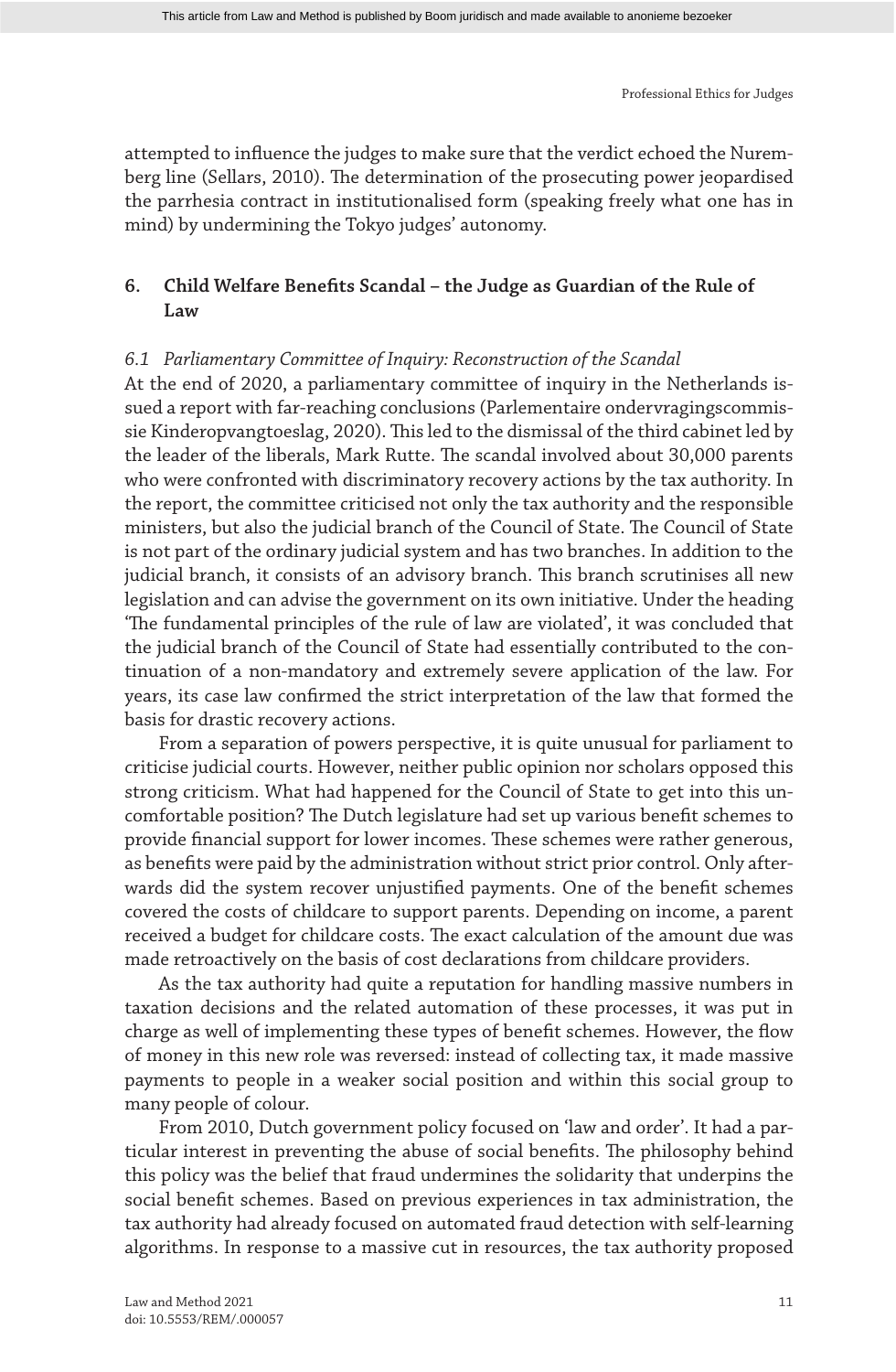attempted to influence the judges to make sure that the verdict echoed the Nuremberg line (Sellars, 2010). The determination of the prosecuting power jeopardised the parrhesia contract in institutionalised form (speaking freely what one has in mind) by undermining the Tokyo judges' autonomy.

## 6. Child Welfare Benefits Scandal – the Judge as Guardian of the Rule of Law

### *6.1 Parliamentary Committee of Inquiry: Reconstruction of the Scandal*

At the end of 2020, a parliamentary committee of inquiry in the Netherlands issued a report with far-reaching conclusions (Parlementaire ondervragingscommissie Kinderopvangtoeslag, 2020). This led to the dismissal of the third cabinet led by the leader of the liberals, Mark Rutte. The scandal involved about 30,000 parents who were confronted with discriminatory recovery actions by the tax authority. In the report, the committee criticised not only the tax authority and the responsible ministers, but also the judicial branch of the Council of State. The Council of State is not part of the ordinary judicial system and has two branches. In addition to the judicial branch, it consists of an advisory branch. This branch scrutinises all new legislation and can advise the government on its own initiative. Under the heading 'The fundamental principles of the rule of law are violated', it was concluded that the judicial branch of the Council of State had essentially contributed to the continuation of a non-mandatory and extremely severe application of the law. For years, its case law confirmed the strict interpretation of the law that formed the basis for drastic recovery actions.

From a separation of powers perspective, it is quite unusual for parliament to criticise judicial courts. However, neither public opinion nor scholars opposed this strong criticism. What had happened for the Council of State to get into this uncomfortable position? The Dutch legislature had set up various benefit schemes to provide financial support for lower incomes. These schemes were rather generous, as benefits were paid by the administration without strict prior control. Only afterwards did the system recover unjustified payments. One of the benefit schemes covered the costs of childcare to support parents. Depending on income, a parent received a budget for childcare costs. The exact calculation of the amount due was made retroactively on the basis of cost declarations from childcare providers.

As the tax authority had quite a reputation for handling massive numbers in taxation decisions and the related automation of these processes, it was put in charge as well of implementing these types of benefit schemes. However, the flow of money in this new role was reversed: instead of collecting tax, it made massive payments to people in a weaker social position and within this social group to many people of colour.

From 2010, Dutch government policy focused on 'law and order'. It had a particular interest in preventing the abuse of social benefits. The philosophy behind this policy was the belief that fraud undermines the solidarity that underpins the social benefit schemes. Based on previous experiences in tax administration, the tax authority had already focused on automated fraud detection with self-learning algorithms. In response to a massive cut in resources, the tax authority proposed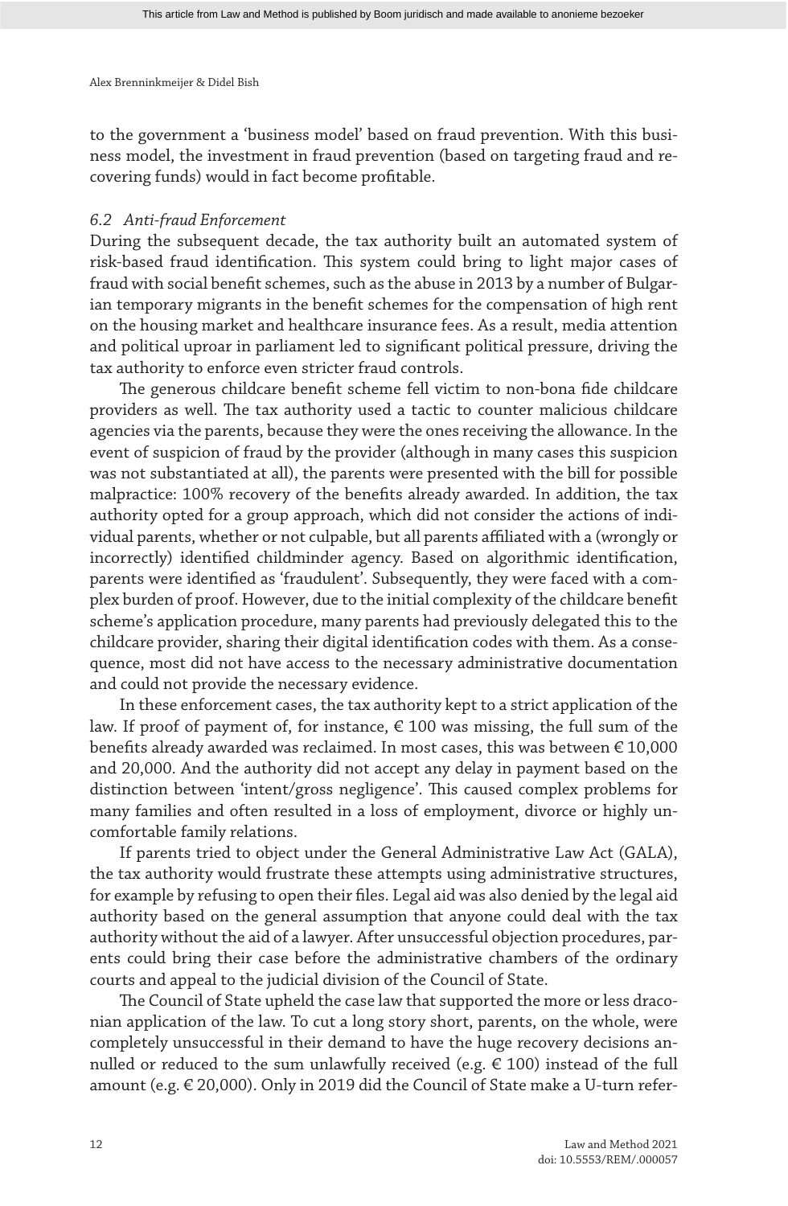to the government a 'business model' based on fraud prevention. With this business model, the investment in fraud prevention (based on targeting fraud and recovering funds) would in fact become profitable.

### *6.2 Anti-fraud Enforcement*

During the subsequent decade, the tax authority built an automated system of risk-based fraud identification. This system could bring to light major cases of fraud with social benefit schemes, such as the abuse in 2013 by a number of Bulgarian temporary migrants in the benefit schemes for the compensation of high rent on the housing market and healthcare insurance fees. As a result, media attention and political uproar in parliament led to significant political pressure, driving the tax authority to enforce even stricter fraud controls.

The generous childcare benefit scheme fell victim to non-bona fide childcare providers as well. The tax authority used a tactic to counter malicious childcare agencies via the parents, because they were the ones receiving the allowance. In the event of suspicion of fraud by the provider (although in many cases this suspicion was not substantiated at all), the parents were presented with the bill for possible malpractice: 100% recovery of the benefits already awarded. In addition, the tax authority opted for a group approach, which did not consider the actions of individual parents, whether or not culpable, but all parents affiliated with a (wrongly or incorrectly) identified childminder agency. Based on algorithmic identification, parents were identified as 'fraudulent'. Subsequently, they were faced with a complex burden of proof. However, due to the initial complexity of the childcare benefit scheme's application procedure, many parents had previously delegated this to the childcare provider, sharing their digital identification codes with them. As a consequence, most did not have access to the necessary administrative documentation and could not provide the necessary evidence.

In these enforcement cases, the tax authority kept to a strict application of the law. If proof of payment of, for instance, € 100 was missing, the full sum of the benefits already awarded was reclaimed. In most cases, this was between € 10,000 and 20,000. And the authority did not accept any delay in payment based on the distinction between 'intent/gross negligence'. This caused complex problems for many families and often resulted in a loss of employment, divorce or highly uncomfortable family relations.

If parents tried to object under the General Administrative Law Act (GALA), the tax authority would frustrate these attempts using administrative structures, for example by refusing to open their files. Legal aid was also denied by the legal aid authority based on the general assumption that anyone could deal with the tax authority without the aid of a lawyer. After unsuccessful objection procedures, parents could bring their case before the administrative chambers of the ordinary courts and appeal to the judicial division of the Council of State.

The Council of State upheld the case law that supported the more or less draconian application of the law. To cut a long story short, parents, on the whole, were completely unsuccessful in their demand to have the huge recovery decisions annulled or reduced to the sum unlawfully received (e.g. € 100) instead of the full amount (e.g. € 20,000). Only in 2019 did the Council of State make a U-turn refer-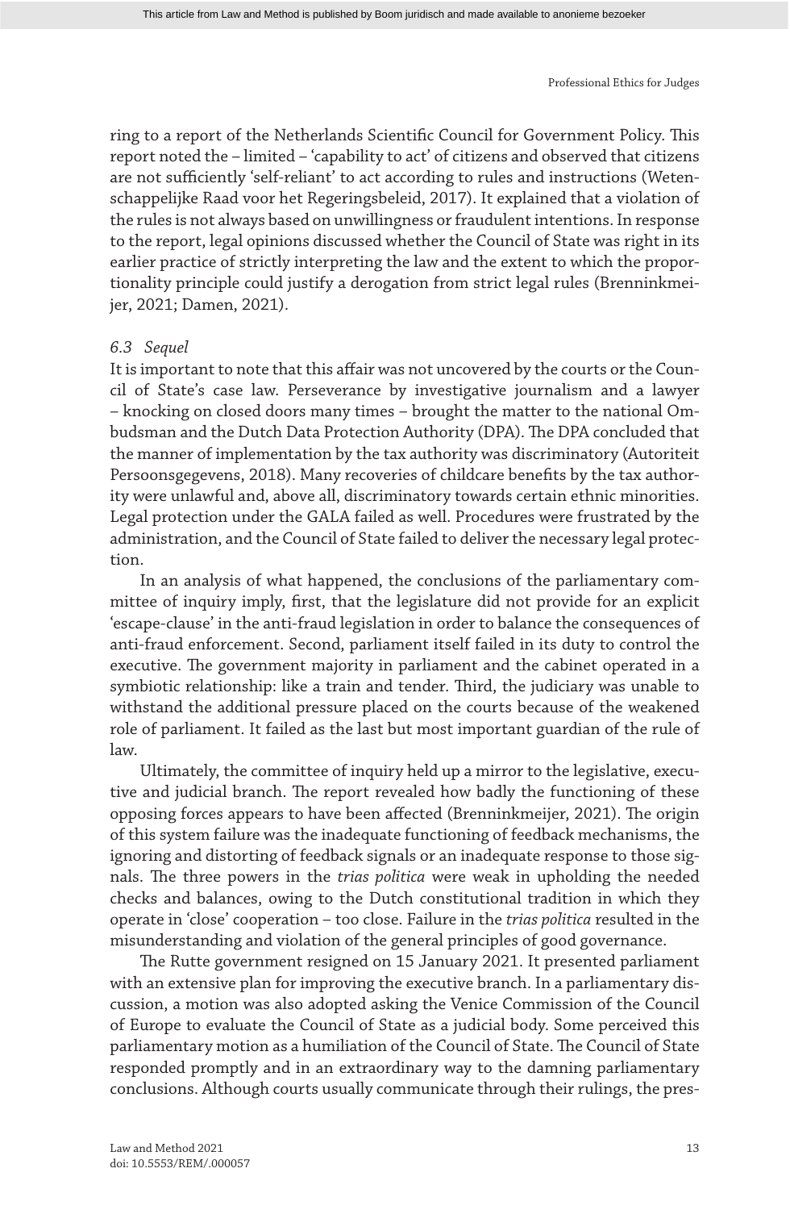ring to a report of the Netherlands Scientific Council for Government Policy. This report noted the – limited – 'capability to act' of citizens and observed that citizens are not sufficiently 'self-reliant' to act according to rules and instructions (Wetenschappelijke Raad voor het Regeringsbeleid, 2017). It explained that a violation of the rules is not always based on unwillingness or fraudulent intentions. In response to the report, legal opinions discussed whether the Council of State was right in its earlier practice of strictly interpreting the law and the extent to which the proportionality principle could justify a derogation from strict legal rules (Brenninkmeijer, 2021; Damen, 2021).

### *6.3 Sequel*

It is important to note that this affair was not uncovered by the courts or the Council of State's case law. Perseverance by investigative journalism and a lawyer – knocking on closed doors many times – brought the matter to the national Ombudsman and the Dutch Data Protection Authority (DPA). The DPA concluded that the manner of implementation by the tax authority was discriminatory (Autoriteit Persoonsgegevens, 2018). Many recoveries of childcare benefits by the tax authority were unlawful and, above all, discriminatory towards certain ethnic minorities. Legal protection under the GALA failed as well. Procedures were frustrated by the administration, and the Council of State failed to deliver the necessary legal protection.

In an analysis of what happened, the conclusions of the parliamentary committee of inquiry imply, first, that the legislature did not provide for an explicit 'escape-clause' in the anti-fraud legislation in order to balance the consequences of anti-fraud enforcement. Second, parliament itself failed in its duty to control the executive. The government majority in parliament and the cabinet operated in a symbiotic relationship: like a train and tender. Third, the judiciary was unable to withstand the additional pressure placed on the courts because of the weakened role of parliament. It failed as the last but most important guardian of the rule of law.

Ultimately, the committee of inquiry held up a mirror to the legislative, executive and judicial branch. The report revealed how badly the functioning of these opposing forces appears to have been affected (Brenninkmeijer, 2021). The origin of this system failure was the inadequate functioning of feedback mechanisms, the ignoring and distorting of feedback signals or an inadequate response to those signals. The three powers in the *trias politica* were weak in upholding the needed checks and balances, owing to the Dutch constitutional tradition in which they operate in 'close' cooperation – too close. Failure in the *trias politica* resulted in the misunderstanding and violation of the general principles of good governance.

The Rutte government resigned on 15 January 2021. It presented parliament with an extensive plan for improving the executive branch. In a parliamentary discussion, a motion was also adopted asking the Venice Commission of the Council of Europe to evaluate the Council of State as a judicial body. Some perceived this parliamentary motion as a humiliation of the Council of State. The Council of State responded promptly and in an extraordinary way to the damning parliamentary conclusions. Although courts usually communicate through their rulings, the pres-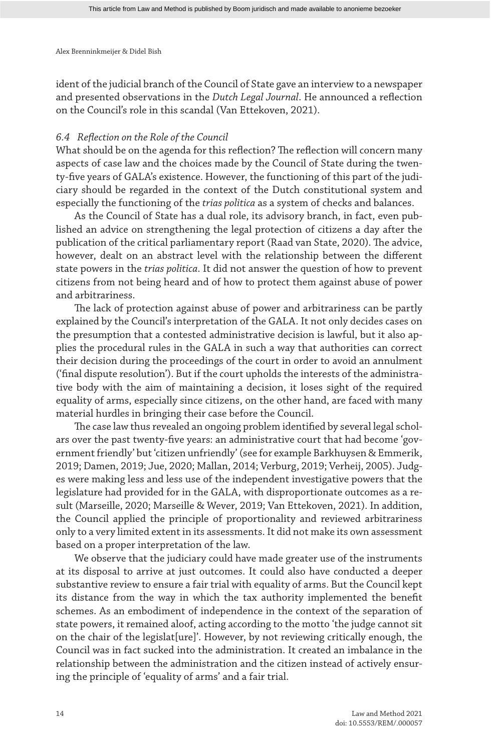ident of the judicial branch of the Council of State gave an interview to a newspaper and presented observations in the *Dutch Legal Journal*. He announced a reflection on the Council's role in this scandal (Van Ettekoven, 2021).

### *6.4 Reflection on the Role of the Council*

What should be on the agenda for this reflection? The reflection will concern many aspects of case law and the choices made by the Council of State during the twenty-five years of GALA's existence. However, the functioning of this part of the judiciary should be regarded in the context of the Dutch constitutional system and especially the functioning of the *trias politica* as a system of checks and balances.

As the Council of State has a dual role, its advisory branch, in fact, even published an advice on strengthening the legal protection of citizens a day after the publication of the critical parliamentary report (Raad van State, 2020). The advice, however, dealt on an abstract level with the relationship between the different state powers in the *trias politica*. It did not answer the question of how to prevent citizens from not being heard and of how to protect them against abuse of power and arbitrariness.

The lack of protection against abuse of power and arbitrariness can be partly explained by the Council's interpretation of the GALA. It not only decides cases on the presumption that a contested administrative decision is lawful, but it also applies the procedural rules in the GALA in such a way that authorities can correct their decision during the proceedings of the court in order to avoid an annulment ('final dispute resolution'). But if the court upholds the interests of the administrative body with the aim of maintaining a decision, it loses sight of the required equality of arms, especially since citizens, on the other hand, are faced with many material hurdles in bringing their case before the Council.

The case law thus revealed an ongoing problem identified by several legal scholars over the past twenty-five years: an administrative court that had become 'government friendly' but 'citizen unfriendly' (see for example Barkhuysen & Emmerik, 2019; Damen, 2019; Jue, 2020; Mallan, 2014; Verburg, 2019; Verheij, 2005). Judges were making less and less use of the independent investigative powers that the legislature had provided for in the GALA, with disproportionate outcomes as a result (Marseille, 2020; Marseille & Wever, 2019; Van Ettekoven, 2021). In addition, the Council applied the principle of proportionality and reviewed arbitrariness only to a very limited extent in its assessments. It did not make its own assessment based on a proper interpretation of the law.

We observe that the judiciary could have made greater use of the instruments at its disposal to arrive at just outcomes. It could also have conducted a deeper substantive review to ensure a fair trial with equality of arms. But the Council kept its distance from the way in which the tax authority implemented the benefit schemes. As an embodiment of independence in the context of the separation of state powers, it remained aloof, acting according to the motto 'the judge cannot sit on the chair of the legislat[ure]'. However, by not reviewing critically enough, the Council was in fact sucked into the administration. It created an imbalance in the relationship between the administration and the citizen instead of actively ensuring the principle of 'equality of arms' and a fair trial.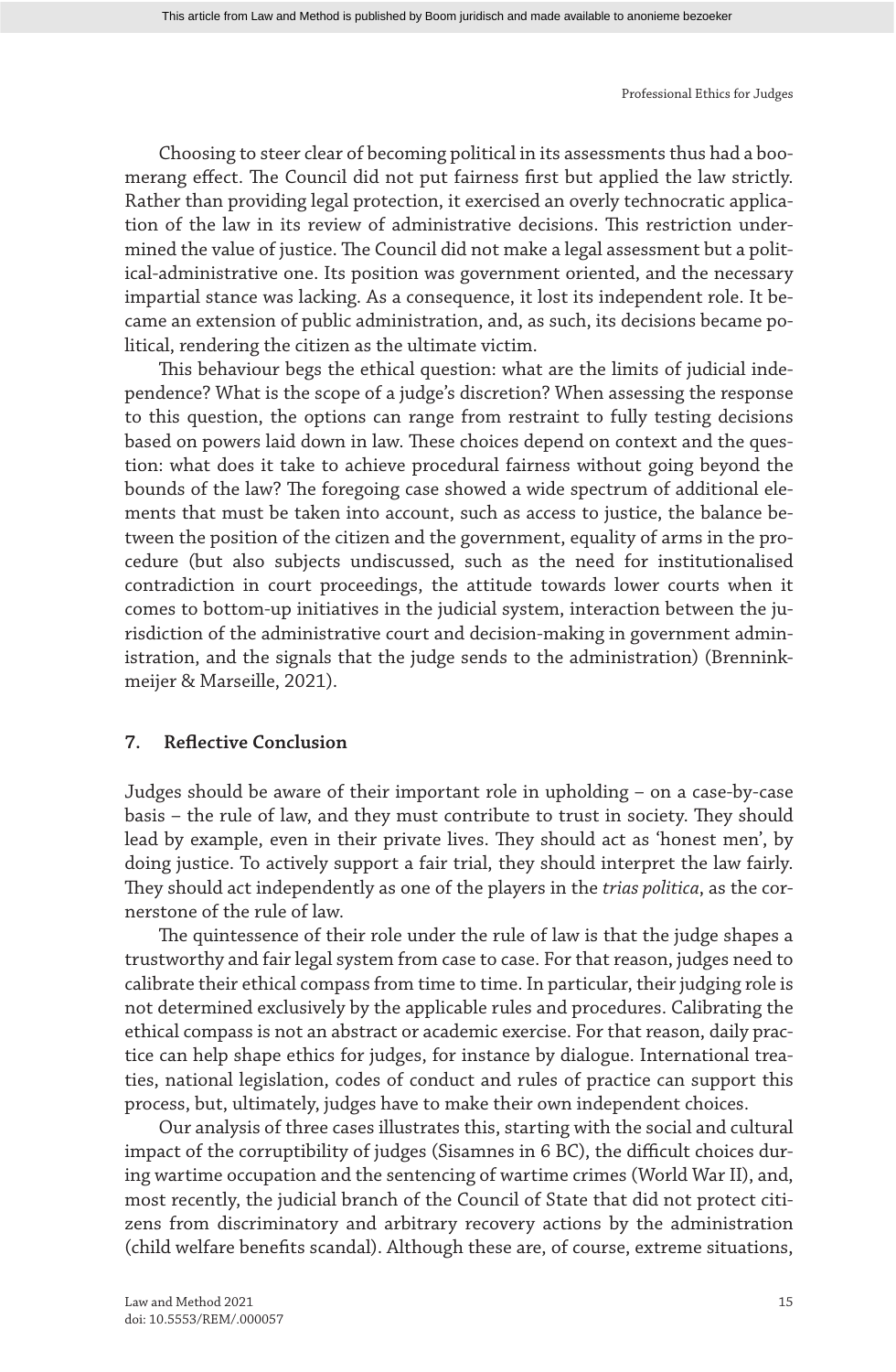Choosing to steer clear of becoming political in its assessments thus had a boomerang effect. The Council did not put fairness first but applied the law strictly. Rather than providing legal protection, it exercised an overly technocratic application of the law in its review of administrative decisions. This restriction undermined the value of justice. The Council did not make a legal assessment but a political-administrative one. Its position was government oriented, and the necessary impartial stance was lacking. As a consequence, it lost its independent role. It became an extension of public administration, and, as such, its decisions became political, rendering the citizen as the ultimate victim.

This behaviour begs the ethical question: what are the limits of judicial independence? What is the scope of a judge's discretion? When assessing the response to this question, the options can range from restraint to fully testing decisions based on powers laid down in law. These choices depend on context and the question: what does it take to achieve procedural fairness without going beyond the bounds of the law? The foregoing case showed a wide spectrum of additional elements that must be taken into account, such as access to justice, the balance between the position of the citizen and the government, equality of arms in the procedure (but also subjects undiscussed, such as the need for institutionalised contradiction in court proceedings, the attitude towards lower courts when it comes to bottom-up initiatives in the judicial system, interaction between the jurisdiction of the administrative court and decision-making in government administration, and the signals that the judge sends to the administration) (Brenninkmeijer & Marseille, 2021).

## 7. Reflective Conclusion

Judges should be aware of their important role in upholding – on a case-by-case basis – the rule of law, and they must contribute to trust in society. They should lead by example, even in their private lives. They should act as 'honest men', by doing justice. To actively support a fair trial, they should interpret the law fairly. They should act independently as one of the players in the *trias politica*, as the cornerstone of the rule of law.

The quintessence of their role under the rule of law is that the judge shapes a trustworthy and fair legal system from case to case. For that reason, judges need to calibrate their ethical compass from time to time. In particular, their judging role is not determined exclusively by the applicable rules and procedures. Calibrating the ethical compass is not an abstract or academic exercise. For that reason, daily practice can help shape ethics for judges, for instance by dialogue. International treaties, national legislation, codes of conduct and rules of practice can support this process, but, ultimately, judges have to make their own independent choices.

Our analysis of three cases illustrates this, starting with the social and cultural impact of the corruptibility of judges (Sisamnes in 6 BC), the difficult choices during wartime occupation and the sentencing of wartime crimes (World War II), and, most recently, the judicial branch of the Council of State that did not protect citizens from discriminatory and arbitrary recovery actions by the administration (child welfare benefits scandal). Although these are, of course, extreme situations,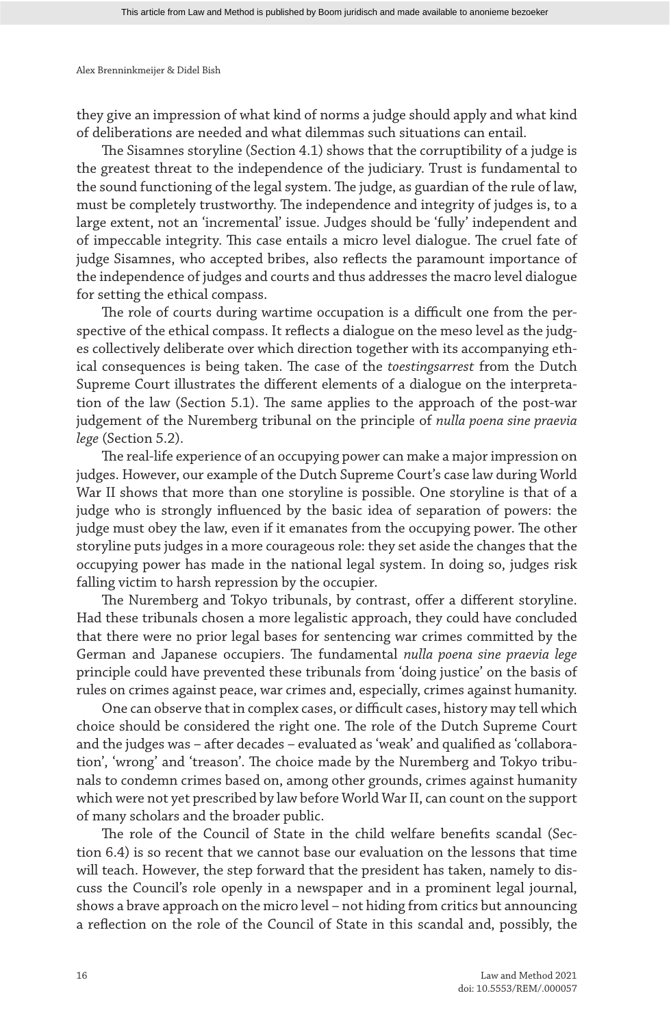they give an impression of what kind of norms a judge should apply and what kind of deliberations are needed and what dilemmas such situations can entail.

The Sisamnes storyline (Section 4.1) shows that the corruptibility of a judge is the greatest threat to the independence of the judiciary. Trust is fundamental to the sound functioning of the legal system. The judge, as guardian of the rule of law, must be completely trustworthy. The independence and integrity of judges is, to a large extent, not an 'incremental' issue. Judges should be 'fully' independent and of impeccable integrity. This case entails a micro level dialogue. The cruel fate of judge Sisamnes, who accepted bribes, also reflects the paramount importance of the independence of judges and courts and thus addresses the macro level dialogue for setting the ethical compass.

The role of courts during wartime occupation is a difficult one from the perspective of the ethical compass. It reflects a dialogue on the meso level as the judges collectively deliberate over which direction together with its accompanying ethical consequences is being taken. The case of the *toestingsarrest* from the Dutch Supreme Court illustrates the different elements of a dialogue on the interpretation of the law (Section 5.1). The same applies to the approach of the post-war judgement of the Nuremberg tribunal on the principle of *nulla poena sine praevia lege* (Section 5.2).

The real-life experience of an occupying power can make a major impression on judges. However, our example of the Dutch Supreme Court's case law during World War II shows that more than one storyline is possible. One storyline is that of a judge who is strongly influenced by the basic idea of separation of powers: the judge must obey the law, even if it emanates from the occupying power. The other storyline puts judges in a more courageous role: they set aside the changes that the occupying power has made in the national legal system. In doing so, judges risk falling victim to harsh repression by the occupier.

The Nuremberg and Tokyo tribunals, by contrast, offer a different storyline. Had these tribunals chosen a more legalistic approach, they could have concluded that there were no prior legal bases for sentencing war crimes committed by the German and Japanese occupiers. The fundamental *nulla poena sine praevia lege* principle could have prevented these tribunals from 'doing justice' on the basis of rules on crimes against peace, war crimes and, especially, crimes against humanity.

One can observe that in complex cases, or difficult cases, history may tell which choice should be considered the right one. The role of the Dutch Supreme Court and the judges was – after decades – evaluated as 'weak' and qualified as 'collaboration', 'wrong' and 'treason'. The choice made by the Nuremberg and Tokyo tribunals to condemn crimes based on, among other grounds, crimes against humanity which were not yet prescribed by law before World War II, can count on the support of many scholars and the broader public.

The role of the Council of State in the child welfare benefits scandal (Section 6.4) is so recent that we cannot base our evaluation on the lessons that time will teach. However, the step forward that the president has taken, namely to discuss the Council's role openly in a newspaper and in a prominent legal journal, shows a brave approach on the micro level – not hiding from critics but announcing a reflection on the role of the Council of State in this scandal and, possibly, the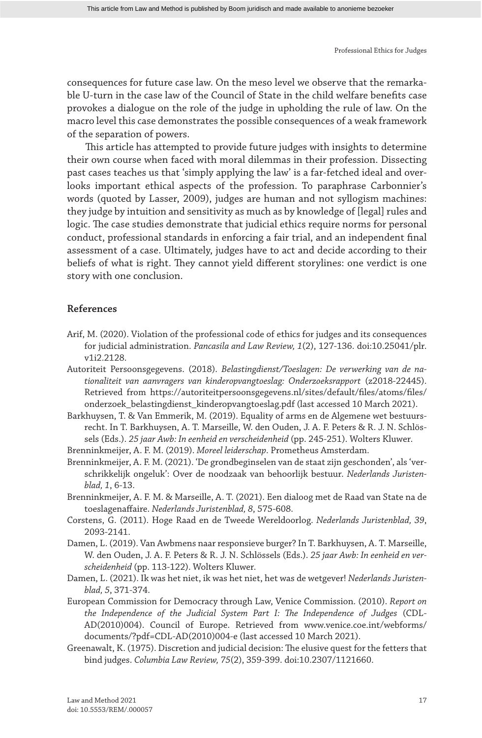consequences for future case law. On the meso level we observe that the remarkable U-turn in the case law of the Council of State in the child welfare benefits case provokes a dialogue on the role of the judge in upholding the rule of law. On the macro level this case demonstrates the possible consequences of a weak framework of the separation of powers.

This article has attempted to provide future judges with insights to determine their own course when faced with moral dilemmas in their profession. Dissecting past cases teaches us that 'simply applying the law' is a far-fetched ideal and overlooks important ethical aspects of the profession. To paraphrase Carbonnier's words (quoted by Lasser, 2009), judges are human and not syllogism machines: they judge by intuition and sensitivity as much as by knowledge of [legal] rules and logic. The case studies demonstrate that judicial ethics require norms for personal conduct, professional standards in enforcing a fair trial, and an independent final assessment of a case. Ultimately, judges have to act and decide according to their beliefs of what is right. They cannot yield different storylines: one verdict is one story with one conclusion.

## References

Arif, M. (2020). Violation of the professional code of ethics for judges and its consequences for judicial administration. *Pancasila and Law Review, 1*(2), 127-136. doi:10.25041/plr.v1i2.2128.

Autoriteit Persoonsgegevens. (2018). *Belastingdienst/Toeslagen: De verwerking van de nationaliteit van aanvragers van kinderopvangtoeslag: Onderzoeksrapport* (z2018-22445). Retrieved from https://autoriteitpersoonsgegevens.nl/sites/default/files/atoms/files/onderzoek_belastingdienst_kinderopvangtoeslag.pdf (last accessed 10 March 2021).

Barkhuysen, T. & Van Emmerik, M. (2019). Equality of arms en de Algemene wet bestuursrecht. In T. Barkhuysen, A. T. Marseille, W. den Ouden, J. A. F. Peters & R. J. N. Schlössels (Eds.). *25 jaar Awb: In eenheid en verscheidenheid* (pp. 245-251). Wolters Kluwer.

Brenninkmeijer, A. F. M. (2019). *Moreel leiderschap*. Prometheus Amsterdam.

Brenninkmeijer, A. F. M. (2021). 'De grondbeginselen van de staat zijn geschonden', als 'verschrikkelijk ongeluk': Over de noodzaak van behoorlijk bestuur. *Nederlands Juristenblad, 1*, 6-13.

Brenninkmeijer, A. F. M. & Marseille, A. T. (2021). Een dialoog met de Raad van State na de toeslagenaffaire. *Nederlands Juristenblad, 8*, 575-608.

Corstens, G. (2011). Hoge Raad en de Tweede Wereldoorlog. *Nederlands Juristenblad, 39*, 2093-2141.

Damen, L. (2019). Van Awbmens naar responsieve burger? In T. Barkhuysen, A. T. Marseille, W. den Ouden, J. A. F. Peters & R. J. N. Schlössels (Eds.). *25 jaar Awb: In eenheid en verscheidenheid* (pp. 113-122). Wolters Kluwer.

Damen, L. (2021). Ik was het niet, ik was het niet, het was de wetgever! *Nederlands Juristenblad, 5*, 371-374.

European Commission for Democracy through Law, Venice Commission. (2010). *Report on the Independence of the Judicial System Part I: The Independence of Judges* (CDL-AD(2010)004). Council of Europe. Retrieved from www.venice.coe.int/webforms/documents/?pdf=CDL-AD(2010)004-e (last accessed 10 March 2021).

Greenawalt, K. (1975). Discretion and judicial decision: The elusive quest for the fetters that bind judges. *Columbia Law Review, 75*(2), 359-399. doi:10.2307/1121660.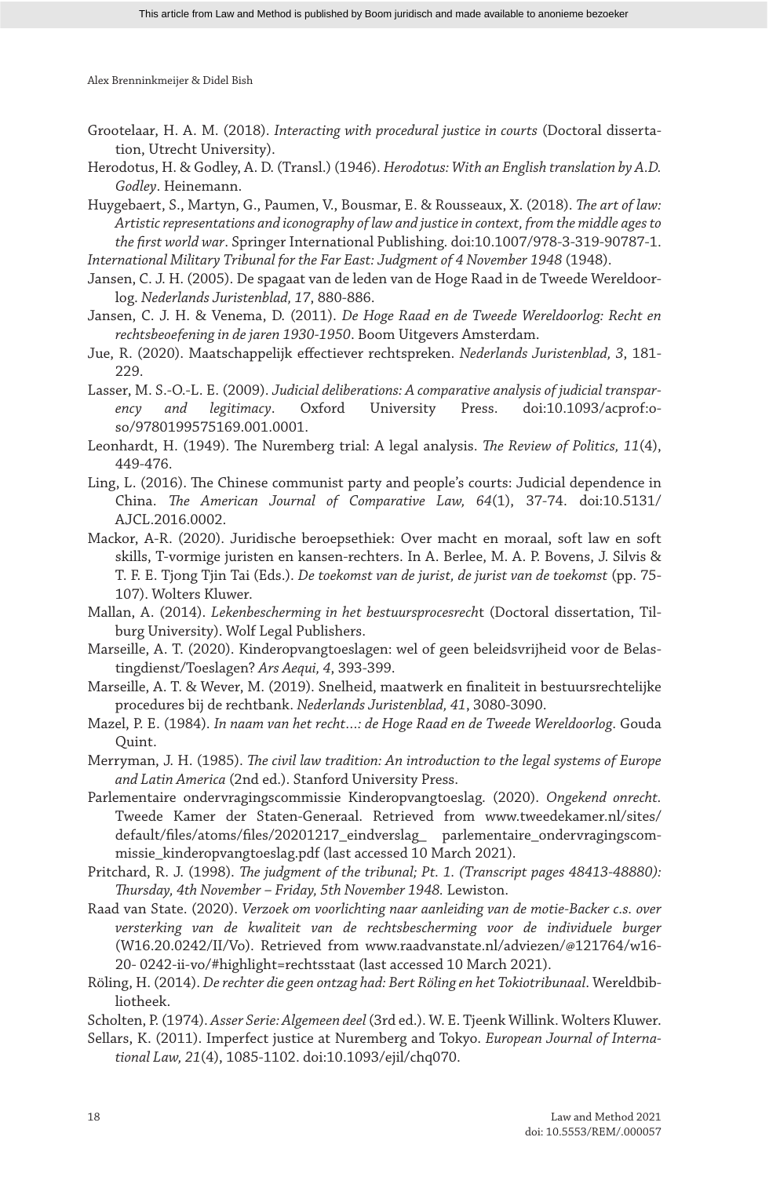Grootelaar, H. A. M. (2018). *Interacting with procedural justice in courts* (Doctoral dissertation, Utrecht University).

Herodotus, H. & Godley, A. D. (Transl.) (1946). *Herodotus: With an English translation by A.D. Godley*. Heinemann.

Huygebaert, S., Martyn, G., Paumen, V., Bousmar, E. & Rousseaux, X. (2018). *The art of law: Artistic representations and iconography of law and justice in context, from the middle ages to the first world war*. Springer International Publishing. doi:10.1007/978-3-319-90787-1.

*International Military Tribunal for the Far East: Judgment of 4 November 1948* (1948).

Jansen, C. J. H. (2005). De spagaat van de leden van de Hoge Raad in de Tweede Wereldoorlog. *Nederlands Juristenblad, 17*, 880-886.

Jansen, C. J. H. & Venema, D. (2011). *De Hoge Raad en de Tweede Wereldoorlog: Recht en rechtsbeoefening in de jaren 1930-1950*. Boom Uitgevers Amsterdam.

Jue, R. (2020). Maatschappelijk effectiever rechtspreken. *Nederlands Juristenblad, 3*, 181-229.

Lasser, M. S.-O.-L. E. (2009). *Judicial deliberations: A comparative analysis of judicial transparency and legitimacy*. Oxford University Press. doi:10.1093/acprof:oso/9780199575169.001.0001.

Leonhardt, H. (1949). The Nuremberg trial: A legal analysis. *The Review of Politics, 11*(4), 449-476.

Ling, L. (2016). The Chinese communist party and people's courts: Judicial dependence in China. *The American Journal of Comparative Law, 64*(1), 37-74. doi:10.5131/AJCL.2016.0002.

Mackor, A-R. (2020). Juridische beroepsethiek: Over macht en moraal, soft law en soft skills, T-vormige juristen en kansen-rechters. In A. Berlee, M. A. P. Bovens, J. Silvis & T. F. E. Tjong Tjin Tai (Eds.). *De toekomst van de jurist, de jurist van de toekomst* (pp. 75-107). Wolters Kluwer.

Mallan, A. (2014). *Lekenbescherming in het bestuursprocesrech*t (Doctoral dissertation, Tilburg University). Wolf Legal Publishers.

Marseille, A. T. (2020). Kinderopvangtoeslagen: wel of geen beleidsvrijheid voor de Belastingdienst/Toeslagen? *Ars Aequi, 4*, 393-399.

Marseille, A. T. & Wever, M. (2019). Snelheid, maatwerk en finaliteit in bestuursrechtelijke procedures bij de rechtbank. *Nederlands Juristenblad, 41*, 3080-3090.

Mazel, P. E. (1984). *In naam van het recht…: de Hoge Raad en de Tweede Wereldoorlog*. Gouda Quint.

Merryman, J. H. (1985). *The civil law tradition: An introduction to the legal systems of Europe and Latin America* (2nd ed.). Stanford University Press.

Parlementaire ondervragingscommissie Kinderopvangtoeslag. (2020). *Ongekend onrecht*. Tweede Kamer der Staten-Generaal. Retrieved from www.tweedekamer.nl/sites/default/files/atoms/files/20201217_eindverslag_ parlementaire_ondervragingscommissie_kinderopvangtoeslag.pdf (last accessed 10 March 2021).

Pritchard, R. J. (1998). *The judgment of the tribunal; Pt. 1. (Transcript pages 48413-48880): Thursday, 4th November – Friday, 5th November 1948*. Lewiston.

Raad van State. (2020). *Verzoek om voorlichting naar aanleiding van de motie-Backer c.s. over versterking van de kwaliteit van de rechtsbescherming voor de individuele burger* (W16.20.0242/II/Vo). Retrieved from www.raadvanstate.nl/adviezen/@121764/w16-20- 0242-ii-vo/#highlight=rechtsstaat (last accessed 10 March 2021).

Röling, H. (2014). *De rechter die geen ontzag had: Bert Röling en het Tokiotribunaal*. Wereldbibliotheek.

Scholten, P. (1974). *Asser Serie: Algemeen deel* (3rd ed.). W. E. Tjeenk Willink. Wolters Kluwer.

Sellars, K. (2011). Imperfect justice at Nuremberg and Tokyo. *European Journal of International Law, 21*(4), 1085-1102. doi:10.1093/ejil/chq070.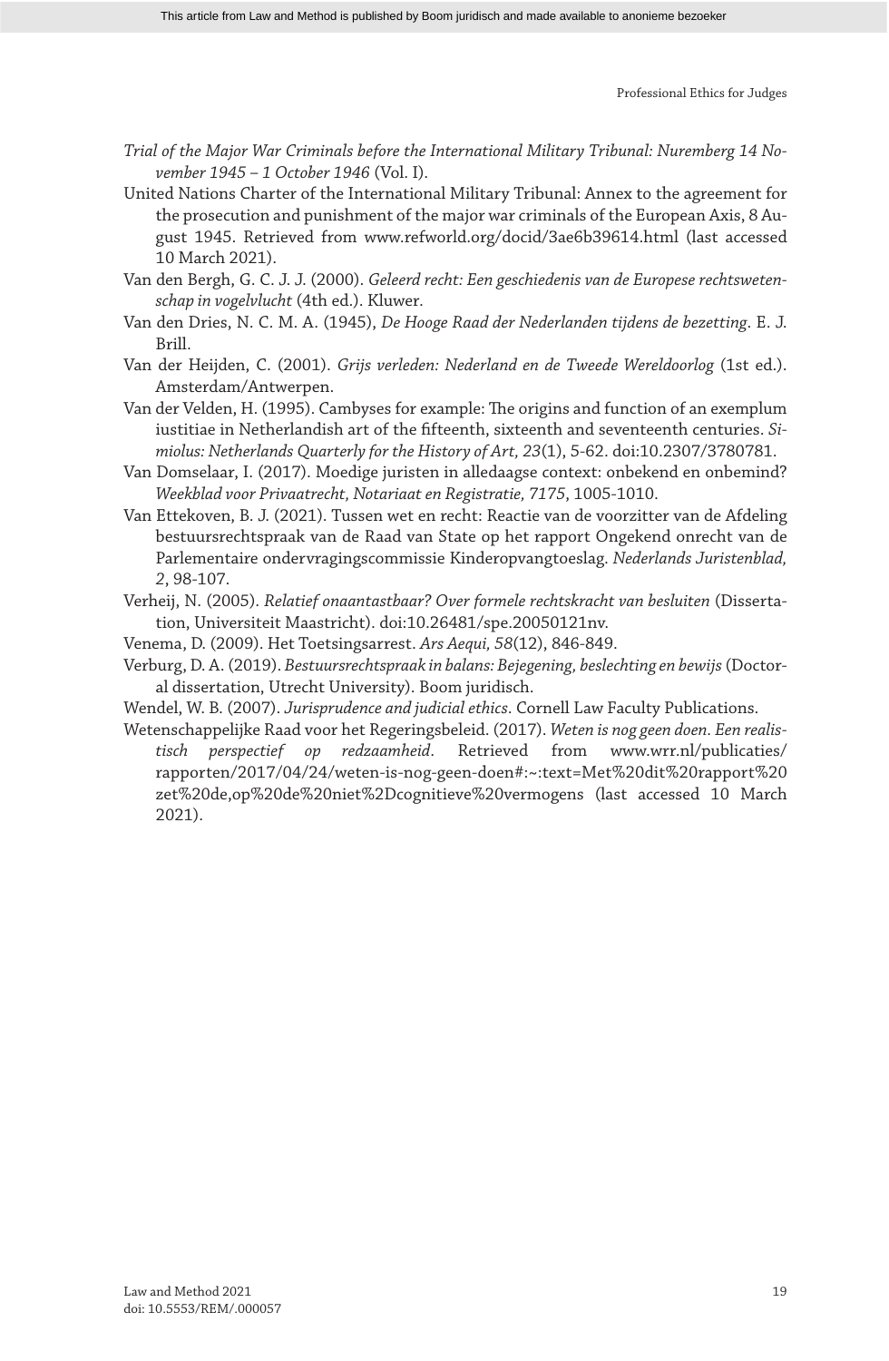*Trial of the Major War Criminals before the International Military Tribunal: Nuremberg 14 November 1945 – 1 October 1946* (Vol. I).

United Nations Charter of the International Military Tribunal: Annex to the agreement for the prosecution and punishment of the major war criminals of the European Axis, 8 August 1945. Retrieved from www.refworld.org/docid/3ae6b39614.html (last accessed 10 March 2021).

Van den Bergh, G. C. J. J. (2000). *Geleerd recht: Een geschiedenis van de Europese rechtswetenschap in vogelvlucht* (4th ed.). Kluwer.

Van den Dries, N. C. M. A. (1945), *De Hooge Raad der Nederlanden tijdens de bezetting*. E. J. Brill.

Van der Heijden, C. (2001). *Grijs verleden: Nederland en de Tweede Wereldoorlog* (1st ed.). Amsterdam/Antwerpen.

Van der Velden, H. (1995). Cambyses for example: The origins and function of an exemplum iustitiae in Netherlandish art of the fifteenth, sixteenth and seventeenth centuries. *Simiolus: Netherlands Quarterly for the History of Art, 23*(1), 5-62. doi:10.2307/3780781.

Van Domselaar, I. (2017). Moedige juristen in alledaagse context: onbekend en onbemind? *Weekblad voor Privaatrecht, Notariaat en Registratie, 7175*, 1005-1010.

Van Ettekoven, B. J. (2021). Tussen wet en recht: Reactie van de voorzitter van de Afdeling bestuursrechtspraak van de Raad van State op het rapport Ongekend onrecht van de Parlementaire ondervragingscommissie Kinderopvangtoeslag. *Nederlands Juristenblad, 2*, 98-107.

Verheij, N. (2005). *Relatief onaantastbaar? Over formele rechtskracht van besluiten* (Dissertation, Universiteit Maastricht). doi:10.26481/spe.20050121nv.

Venema, D. (2009). Het Toetsingsarrest. *Ars Aequi, 58*(12), 846-849.

Verburg, D. A. (2019). *Bestuursrechtspraak in balans: Bejegening, beslechting en bewijs* (Doctoral dissertation, Utrecht University). Boom juridisch.

Wendel, W. B. (2007). *Jurisprudence and judicial ethics*. Cornell Law Faculty Publications.

Wetenschappelijke Raad voor het Regeringsbeleid. (2017). *Weten is nog geen doen. Een realistisch perspectief op redzaamheid*. Retrieved from www.wrr.nl/publicaties/rapporten/2017/04/24/weten-is-nog-geen-doen#:~:text=Met%20dit%20rapport%20zet%20de,op%20de%20niet%2Dcognitieve%20vermogens (last accessed 10 March 2021).